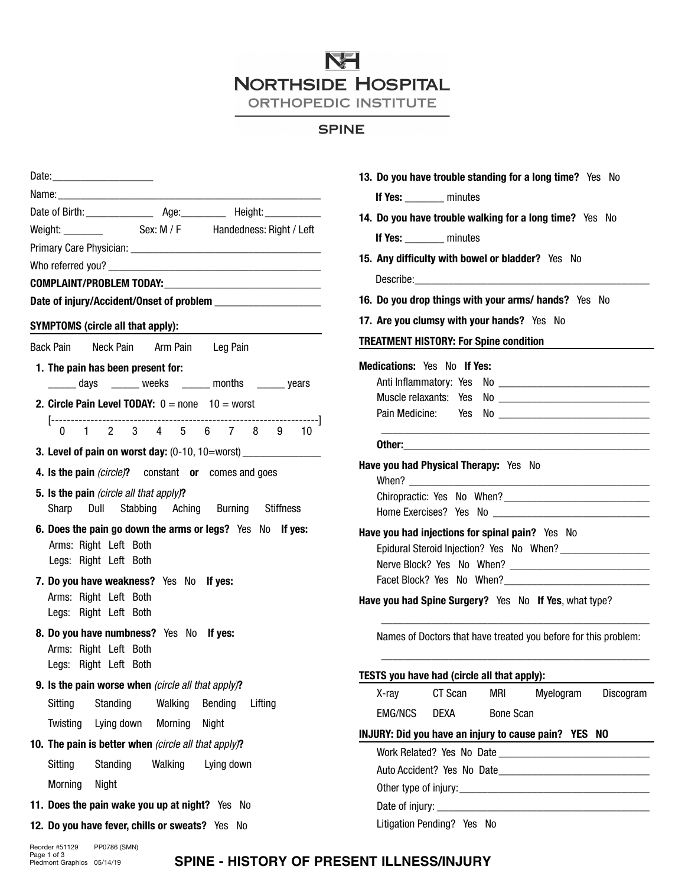# NORTHSIDE HOSPITAL
## ORTHOPEDIC INSTITUTE
### SPINE

Date:___________________

Name:___________________________________________________

Date of Birth: _____________ Age:________ Height: __________

Weight: _______ Sex: M / F Handedness: Right / Left

Primary Care Physician: ___________________________________

Who referred you? ________________________________________

**COMPLAINT/PROBLEM TODAY:**_____________________________

**Date of injury/Accident/Onset of problem** ___________________

**SYMPTOMS (circle all that apply):**

Back Pain Neck Pain Arm Pain Leg Pain

1. **The pain has been present for:**
   _____ days _____ weeks _____ months _____ years
2. **Circle Pain Level TODAY:** 0 = none 10 = worst
   [--------------------------------------------------------------------]
   0 1 2 3 4 5 6 7 8 9 10
3. **Level of pain on worst day:** (0-10, 10=worst) ______________
4. **Is the pain** *(circle)***?** constant **or** comes and goes
5. **Is the pain** *(circle all that apply)***?**
   Sharp Dull Stabbing Aching Burning Stiffness
6. **Does the pain go down the arms or legs?** Yes No **If yes:**
   Arms: Right Left Both
   Legs: Right Left Both
7. **Do you have weakness?** Yes No **If yes:**
   Arms: Right Left Both
   Legs: Right Left Both
8. **Do you have numbness?** Yes No **If yes:**
   Arms: Right Left Both
   Legs: Right Left Both
9. **Is the pain worse when** *(circle all that apply)***?**
   Sitting Standing Walking Bending Lifting
   Twisting Lying down Morning Night
10. **The pain is better when** *(circle all that apply)***?**
    Sitting Standing Walking Lying down
    Morning Night
11. **Does the pain wake you up at night?** Yes No
12. **Do you have fever, chills or sweats?** Yes No
13. **Do you have trouble standing for a long time?** Yes No
    **If Yes:** _______ minutes
14. **Do you have trouble walking for a long time?** Yes No
    **If Yes:** _______ minutes
15. **Any difficulty with bowel or bladder?** Yes No
    Describe:____________________________________________
16. **Do you drop things with your arms/ hands?** Yes No
17. **Are you clumsy with your hands?** Yes No

**TREATMENT HISTORY: For Spine condition**

**Medications:** Yes No **If Yes:**
Anti Inflammatory: Yes No ___________________________
Muscle relaxants: Yes No ___________________________
Pain Medicine: Yes No ___________________________
_________________________________________________
**Other:**____________________________________________

**Have you had Physical Therapy:** Yes No
When? _____________________________________________
Chiropractic: Yes No When?__________________________
Home Exercises? Yes No ____________________________

**Have you had injections for spinal pain?** Yes No
Epidural Steroid Injection? Yes No When? ________________
Nerve Block? Yes No When? _________________________
Facet Block? Yes No When?_________________________

**Have you had Spine Surgery?** Yes No **If Yes**, what type?
_________________________________________________
Names of Doctors that have treated you before for this problem:
_________________________________________________

**TESTS you have had (circle all that apply):**

X-ray CT Scan MRI Myelogram Discogram
EMG/NCS DEXA Bone Scan

**INJURY: Did you have an injury to cause pain? YES NO**

Work Related? Yes No Date ___________________________
Auto Accident? Yes No Date___________________________
Other type of injury:__________________________________
Date of injury: _______________________________________
Litigation Pending? Yes No

Reorder #51129 PP0786 (SMN)
Piedmont Graphics 05/14/19

**SPINE - HISTORY OF PRESENT ILLNESS/INJURY**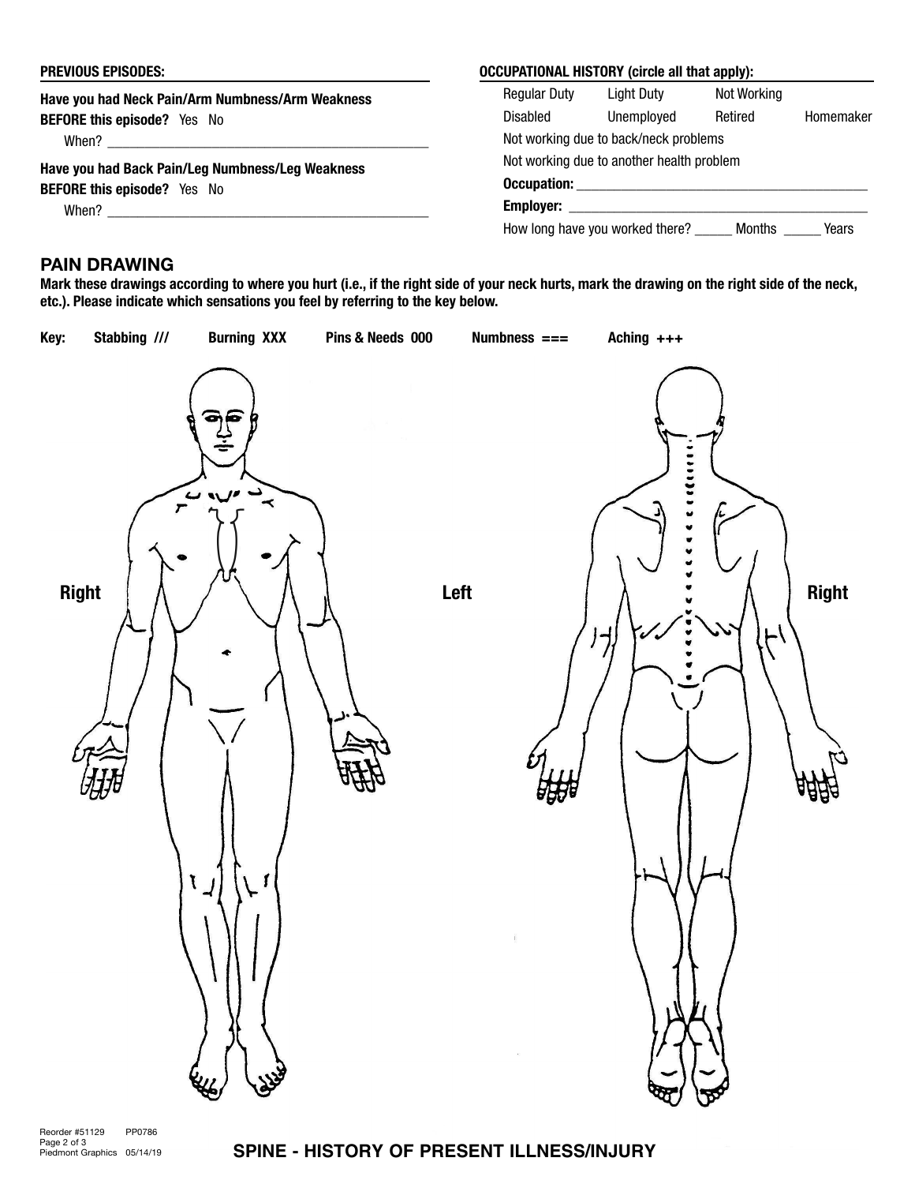**PREVIOUS EPISODES:**

**Have you had Neck Pain/Arm Numbness/Arm Weakness BEFORE this episode?** Yes No

When? ______________________________________________

**Have you had Back Pain/Leg Numbness/Leg Weakness BEFORE this episode?** Yes No

When? ______________________________________________

**OCCUPATIONAL HISTORY (circle all that apply):**

| Regular Duty | Light Duty | Not Working | |
|---|---|---|---|
| Disabled | Unemployed | Retired | Homemaker |

Not working due to back/neck problems

Not working due to another health problem

**Occupation:** ______________________________________________

**Employer:** ______________________________________________

How long have you worked there? _____ Months _____ Years

## PAIN DRAWING

**Mark these drawings according to where you hurt (i.e., if the right side of your neck hurts, mark the drawing on the right side of the neck, etc.). Please indicate which sensations you feel by referring to the key below.**

**Key:** **Stabbing ///** **Burning XXX** **Pins & Needs 000** **Numbness ===** **Aching +++**

**Right** **Left** **Right**

Reorder #51129 PP0786
Piedmont Graphics 05/14/19

**SPINE - HISTORY OF PRESENT ILLNESS/INJURY**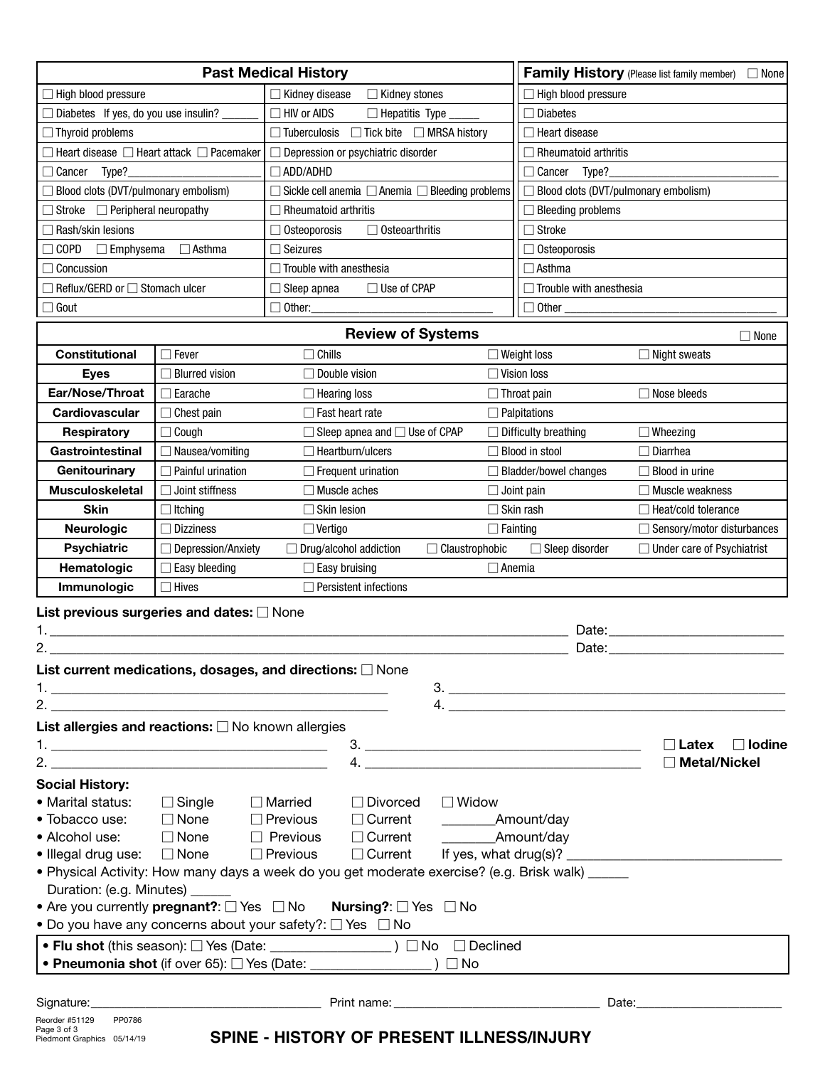| Past Medical History | | Family History (Please list family member) ☐ None |
|---|---|---|
| ☐ High blood pressure | ☐ Kidney disease ☐ Kidney stones | ☐ High blood pressure |
| ☐ Diabetes If yes, do you use insulin? ______ | ☐ HIV or AIDS ☐ Hepatitis Type _____ | ☐ Diabetes |
| ☐ Thyroid problems | ☐ Tuberculosis ☐ Tick bite ☐ MRSA history | ☐ Heart disease |
| ☐ Heart disease ☐ Heart attack ☐ Pacemaker | ☐ Depression or psychiatric disorder | ☐ Rheumatoid arthritis |
| ☐ Cancer Type?____________________ | ☐ ADD/ADHD | ☐ Cancer Type?____________________ |
| ☐ Blood clots (DVT/pulmonary embolism) | ☐ Sickle cell anemia ☐ Anemia ☐ Bleeding problems | ☐ Blood clots (DVT/pulmonary embolism) |
| ☐ Stroke ☐ Peripheral neuropathy | ☐ Rheumatoid arthritis | ☐ Bleeding problems |
| ☐ Rash/skin lesions | ☐ Osteoporosis ☐ Osteoarthritis | ☐ Stroke |
| ☐ COPD ☐ Emphysema ☐ Asthma | ☐ Seizures | ☐ Osteoporosis |
| ☐ Concussion | ☐ Trouble with anesthesia | ☐ Asthma |
| ☐ Reflux/GERD or ☐ Stomach ulcer | ☐ Sleep apnea ☐ Use of CPAP | ☐ Trouble with anesthesia |
| ☐ Gout | ☐ Other:__________________________ | ☐ Other __________________________ |

| Review of Systems | | | | | ☐ None |
|---|---|---|---|---|---|
| **Constitutional** | ☐ Fever | ☐ Chills | ☐ Weight loss | | ☐ Night sweats |
| **Eyes** | ☐ Blurred vision | ☐ Double vision | ☐ Vision loss | | |
| **Ear/Nose/Throat** | ☐ Earache | ☐ Hearing loss | ☐ Throat pain | | ☐ Nose bleeds |
| **Cardiovascular** | ☐ Chest pain | ☐ Fast heart rate | ☐ Palpitations | | |
| **Respiratory** | ☐ Cough | ☐ Sleep apnea and ☐ Use of CPAP | ☐ Difficulty breathing | | ☐ Wheezing |
| **Gastrointestinal** | ☐ Nausea/vomiting | ☐ Heartburn/ulcers | ☐ Blood in stool | | ☐ Diarrhea |
| **Genitourinary** | ☐ Painful urination | ☐ Frequent urination | ☐ Bladder/bowel changes | | ☐ Blood in urine |
| **Musculoskeletal** | ☐ Joint stiffness | ☐ Muscle aches | ☐ Joint pain | | ☐ Muscle weakness |
| **Skin** | ☐ Itching | ☐ Skin lesion | ☐ Skin rash | | ☐ Heat/cold tolerance |
| **Neurologic** | ☐ Dizziness | ☐ Vertigo | ☐ Fainting | | ☐ Sensory/motor disturbances |
| **Psychiatric** | ☐ Depression/Anxiety | ☐ Drug/alcohol addiction | ☐ Claustrophobic | ☐ Sleep disorder | ☐ Under care of Psychiatrist |
| **Hematologic** | ☐ Easy bleeding | ☐ Easy bruising | ☐ Anemia | | |
| **Immunologic** | ☐ Hives | ☐ Persistent infections | | | |

**List previous surgeries and dates:** ☐ None

1. ______________________________________________ Date:____________________
2. ______________________________________________ Date:____________________

**List current medications, dosages, and directions:** ☐ None

1. ______________________________ 3. ______________________________
2. ______________________________ 4. ______________________________

**List allergies and reactions:** ☐ No known allergies

1. ______________________________ 3. ______________________________ ☐ **Latex** ☐ **Iodine**
2. ______________________________ 4. ______________________________ ☐ **Metal/Nickel**

**Social History:**

- Marital status: ☐ Single ☐ Married ☐ Divorced ☐ Widow
- Tobacco use: ☐ None ☐ Previous ☐ Current ________Amount/day
- Alcohol use: ☐ None ☐ Previous ☐ Current ________Amount/day
- Illegal drug use: ☐ None ☐ Previous ☐ Current If yes, what drug(s)? ____________________
- Physical Activity: How many days a week do you get moderate exercise? (e.g. Brisk walk) ______ Duration: (e.g. Minutes) ______
- Are you currently **pregnant?**: ☐ Yes ☐ No **Nursing?**: ☐ Yes ☐ No
- Do you have any concerns about your safety?: ☐ Yes ☐ No

- **Flu shot** (this season): ☐ Yes (Date: ________________ ) ☐ No ☐ Declined
- **Pneumonia shot** (if over 65): ☐ Yes (Date: ________________ ) ☐ No

Signature:______________________ Print name:______________________ Date:____________________

Reorder #51129 PP0786
Piedmont Graphics 05/14/19

**SPINE - HISTORY OF PRESENT ILLNESS/INJURY**